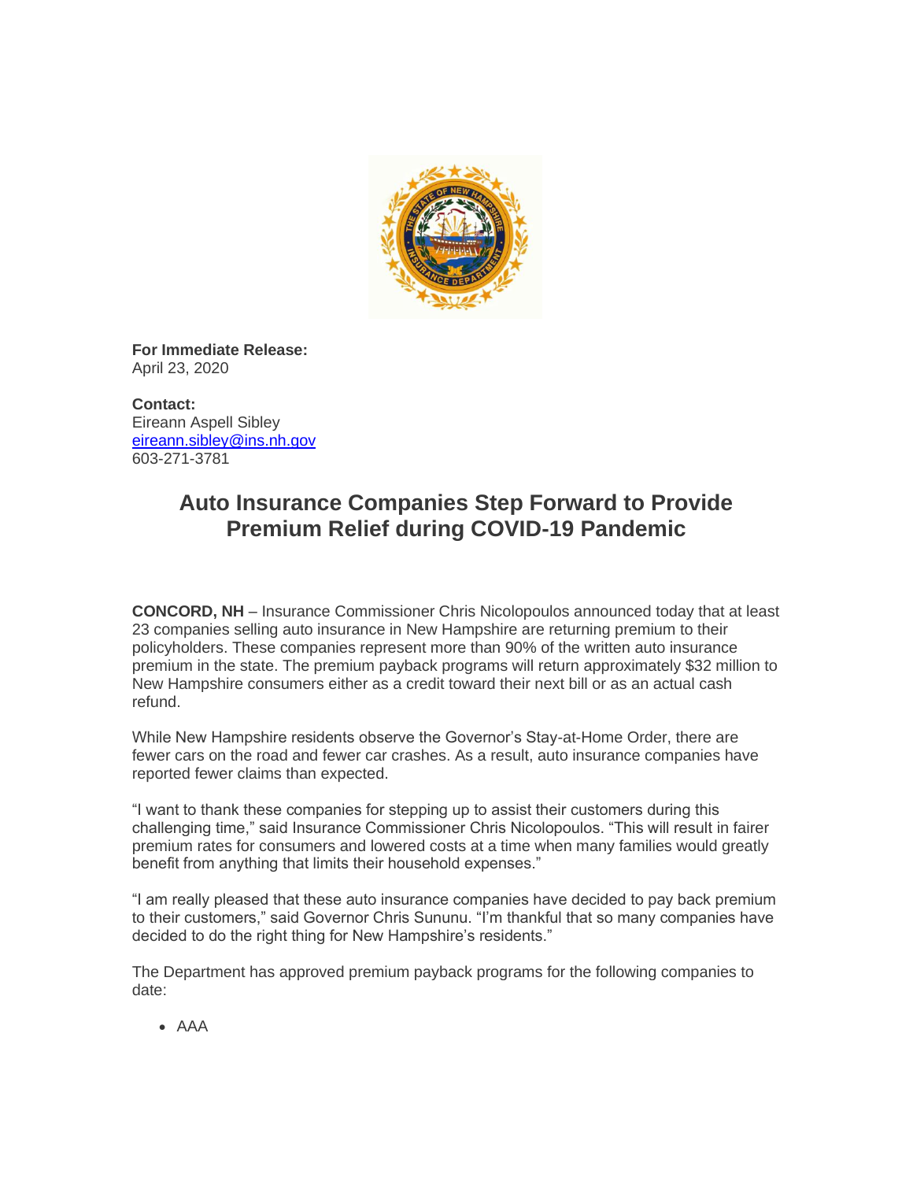**For Immediate Release:**
April 23, 2020

**Contact:**
Eireann Aspell Sibley
[eireann.sibley@ins.nh.gov](mailto:eireann.sibley@ins.nh.gov)
603-271-3781

# Auto Insurance Companies Step Forward to Provide Premium Relief during COVID-19 Pandemic

**CONCORD, NH** – Insurance Commissioner Chris Nicolopoulos announced today that at least 23 companies selling auto insurance in New Hampshire are returning premium to their policyholders. These companies represent more than 90% of the written auto insurance premium in the state. The premium payback programs will return approximately $32 million to New Hampshire consumers either as a credit toward their next bill or as an actual cash refund.

While New Hampshire residents observe the Governor's Stay-at-Home Order, there are fewer cars on the road and fewer car crashes. As a result, auto insurance companies have reported fewer claims than expected.

"I want to thank these companies for stepping up to assist their customers during this challenging time," said Insurance Commissioner Chris Nicolopoulos. "This will result in fairer premium rates for consumers and lowered costs at a time when many families would greatly benefit from anything that limits their household expenses."

"I am really pleased that these auto insurance companies have decided to pay back premium to their customers," said Governor Chris Sununu. "I'm thankful that so many companies have decided to do the right thing for New Hampshire's residents."

The Department has approved premium payback programs for the following companies to date:

- AAA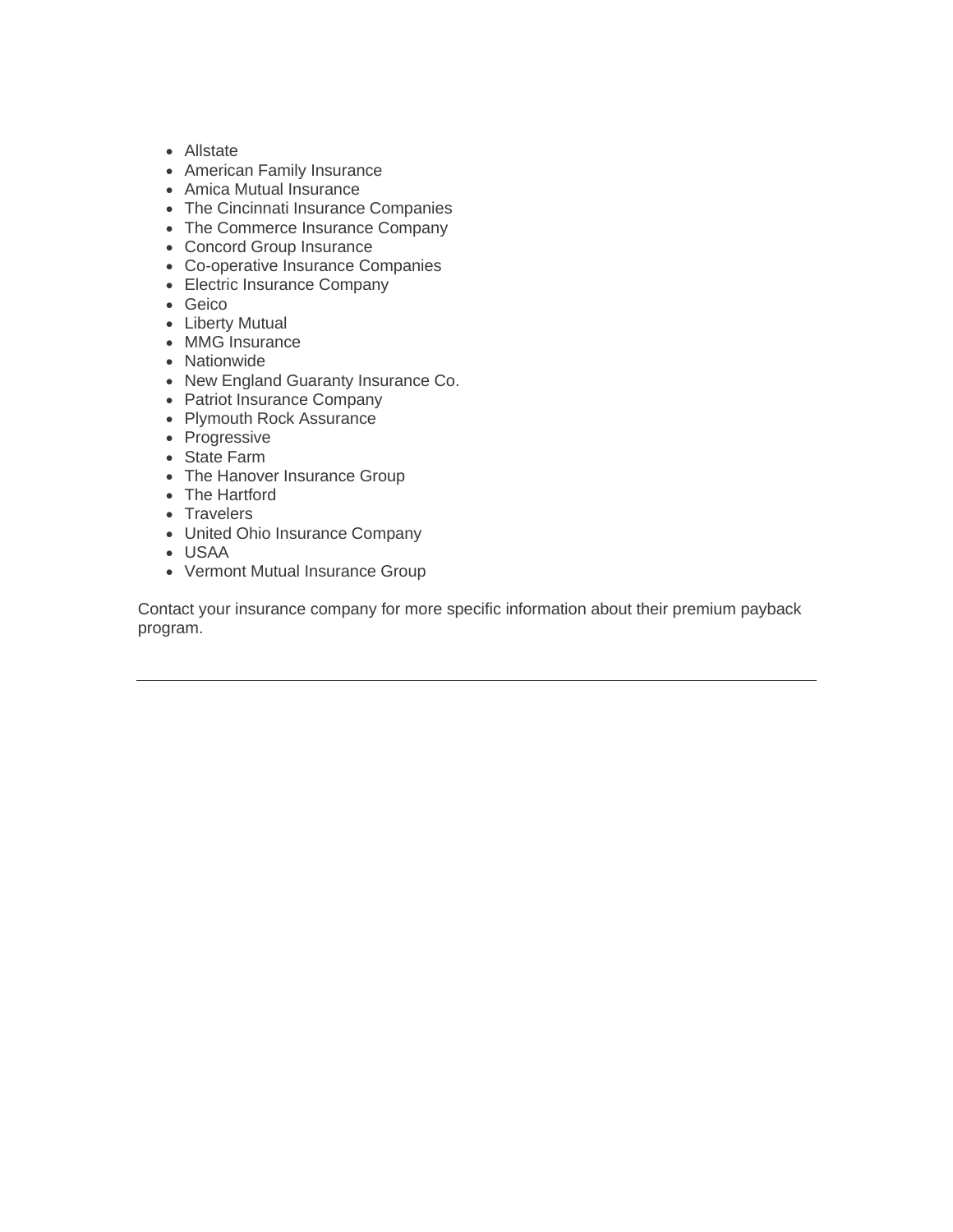- Allstate
- American Family Insurance
- Amica Mutual Insurance
- The Cincinnati Insurance Companies
- The Commerce Insurance Company
- Concord Group Insurance
- Co-operative Insurance Companies
- Electric Insurance Company
- Geico
- Liberty Mutual
- MMG Insurance
- Nationwide
- New England Guaranty Insurance Co.
- Patriot Insurance Company
- Plymouth Rock Assurance
- Progressive
- State Farm
- The Hanover Insurance Group
- The Hartford
- Travelers
- United Ohio Insurance Company
- USAA
- Vermont Mutual Insurance Group

Contact your insurance company for more specific information about their premium payback program.

---